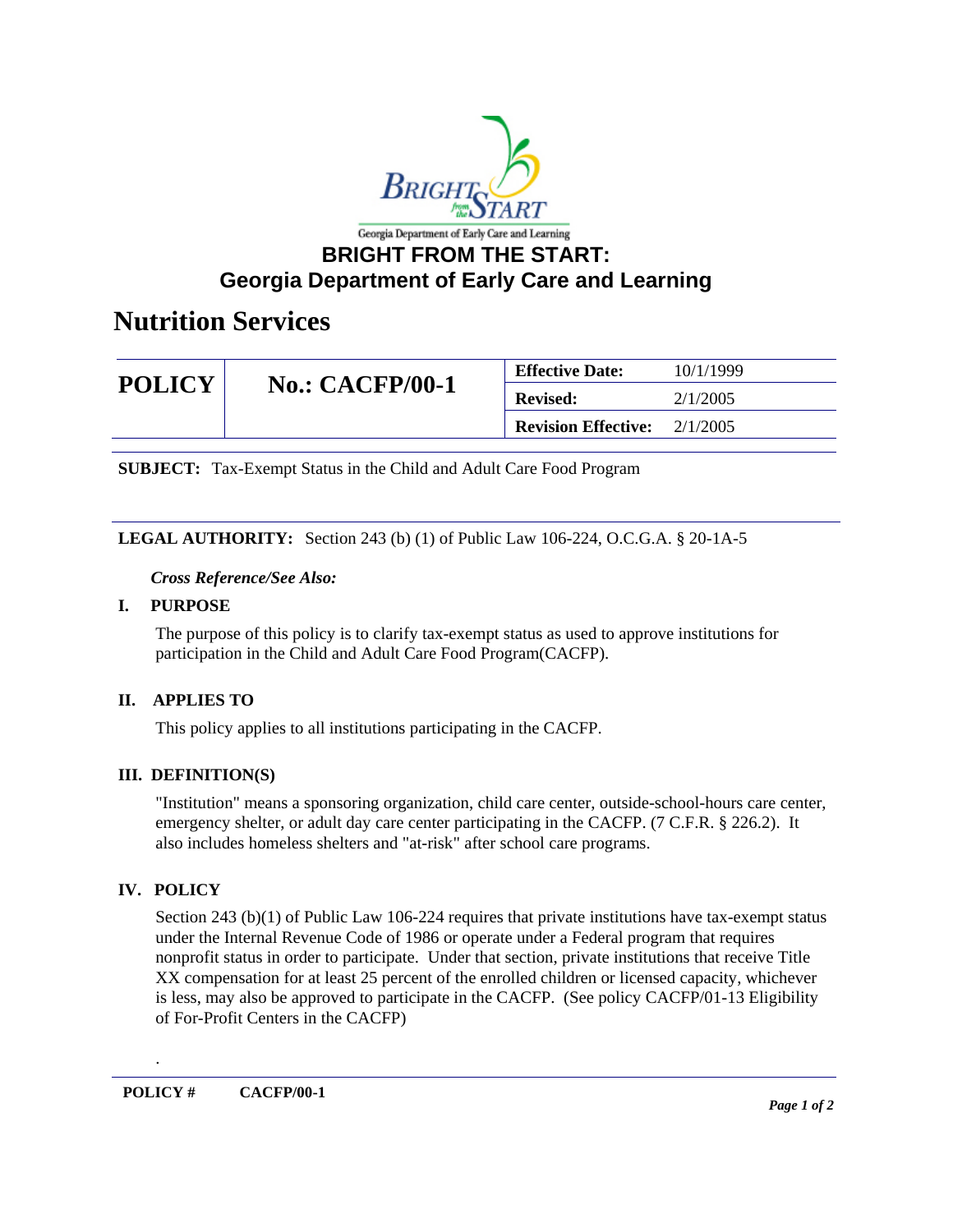# BRIGHT FROM THE START: Georgia Department of Early Care and Learning

## Nutrition Services

| POLICY | No.: CACFP/00-1 | Effective Date: | 10/1/1999 |
|---|---|---|---|
| | | Revised: | 2/1/2005 |
| | | Revision Effective: | 2/1/2005 |

**SUBJECT:** Tax-Exempt Status in the Child and Adult Care Food Program

**LEGAL AUTHORITY:** Section 243 (b) (1) of Public Law 106-224, O.C.G.A. § 20-1A-5

*Cross Reference/See Also:*

### I. PURPOSE

The purpose of this policy is to clarify tax-exempt status as used to approve institutions for participation in the Child and Adult Care Food Program(CACFP).

### II. APPLIES TO

This policy applies to all institutions participating in the CACFP.

### III. DEFINITION(S)

"Institution" means a sponsoring organization, child care center, outside-school-hours care center, emergency shelter, or adult day care center participating in the CACFP. (7 C.F.R. § 226.2). It also includes homeless shelters and "at-risk" after school care programs.

### IV. POLICY

Section 243 (b)(1) of Public Law 106-224 requires that private institutions have tax-exempt status under the Internal Revenue Code of 1986 or operate under a Federal program that requires nonprofit status in order to participate. Under that section, private institutions that receive Title XX compensation for at least 25 percent of the enrolled children or licensed capacity, whichever is less, may also be approved to participate in the CACFP. (See policy CACFP/01-13 Eligibility of For-Profit Centers in the CACFP)

.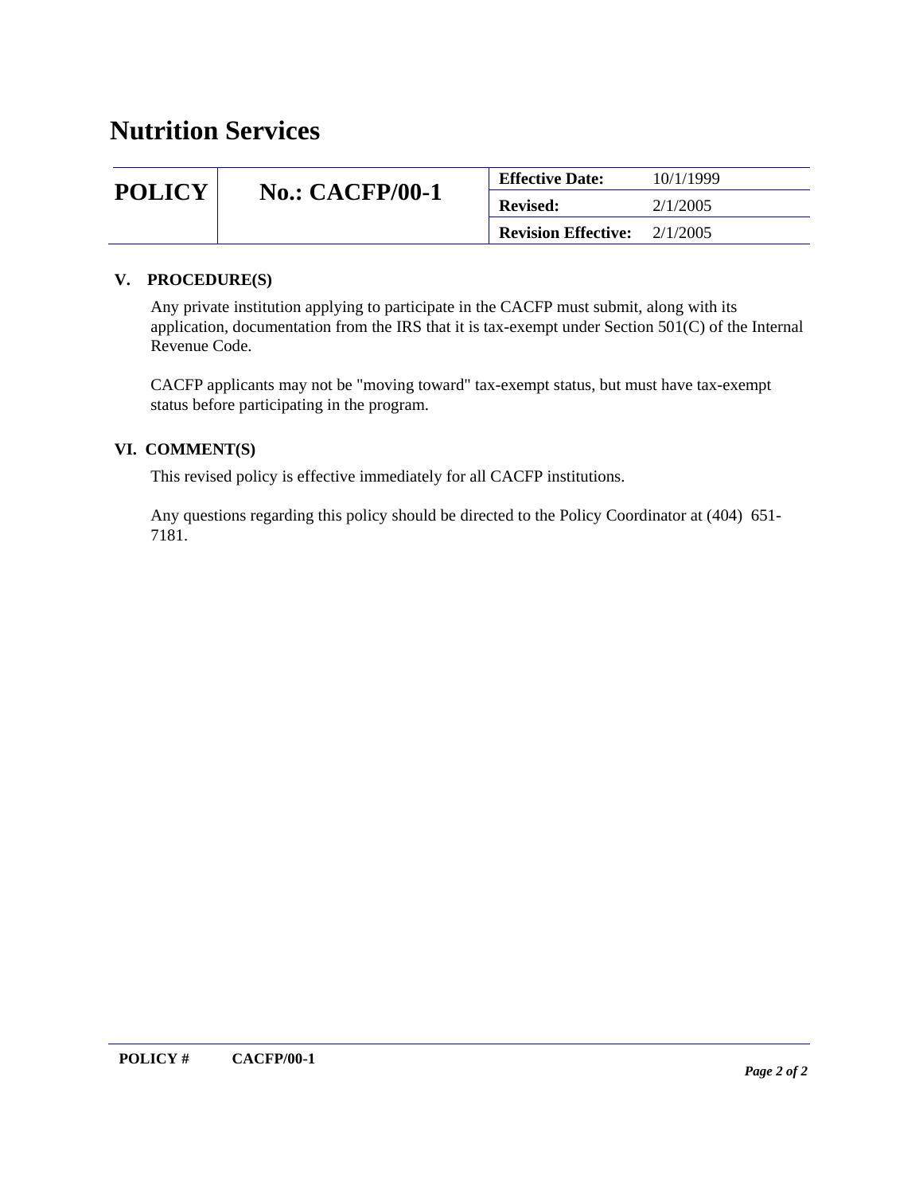# Nutrition Services

| | | | |
|---|---|---|---|
| **POLICY** | **No.: CACFP/00-1** | **Effective Date:** | 10/1/1999 |
| | | **Revised:** | 2/1/2005 |
| | | **Revision Effective:** | 2/1/2005 |

## V. PROCEDURE(S)

Any private institution applying to participate in the CACFP must submit, along with its application, documentation from the IRS that it is tax-exempt under Section 501(C) of the Internal Revenue Code.

CACFP applicants may not be "moving toward" tax-exempt status, but must have tax-exempt status before participating in the program.

## VI. COMMENT(S)

This revised policy is effective immediately for all CACFP institutions.

Any questions regarding this policy should be directed to the Policy Coordinator at (404) 651-7181.